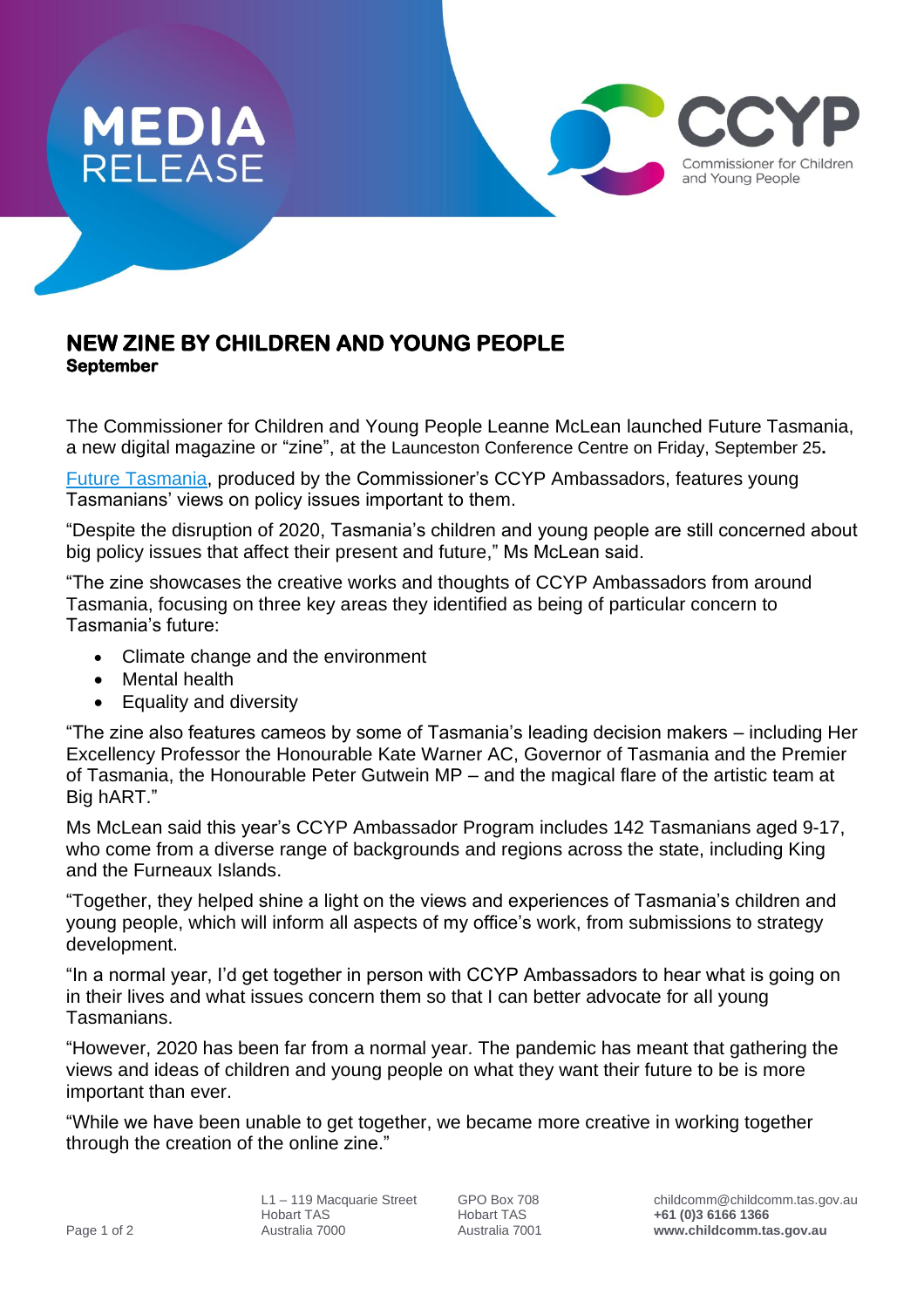MEDIA RELEASE

CCYP Commissioner for Children and Young People

## NEW ZINE BY CHILDREN AND YOUNG PEOPLE

**September**

The Commissioner for Children and Young People Leanne McLean launched Future Tasmania, a new digital magazine or "zine", at the Launceston Conference Centre on Friday, September 25**.**

Future Tasmania, produced by the Commissioner's CCYP Ambassadors, features young Tasmanians' views on policy issues important to them.

"Despite the disruption of 2020, Tasmania's children and young people are still concerned about big policy issues that affect their present and future," Ms McLean said.

"The zine showcases the creative works and thoughts of CCYP Ambassadors from around Tasmania, focusing on three key areas they identified as being of particular concern to Tasmania's future:

- Climate change and the environment
- Mental health
- Equality and diversity

"The zine also features cameos by some of Tasmania's leading decision makers – including Her Excellency Professor the Honourable Kate Warner AC, Governor of Tasmania and the Premier of Tasmania, the Honourable Peter Gutwein MP – and the magical flare of the artistic team at Big hART."

Ms McLean said this year's CCYP Ambassador Program includes 142 Tasmanians aged 9-17, who come from a diverse range of backgrounds and regions across the state, including King and the Furneaux Islands.

"Together, they helped shine a light on the views and experiences of Tasmania's children and young people, which will inform all aspects of my office's work, from submissions to strategy development.

"In a normal year, I'd get together in person with CCYP Ambassadors to hear what is going on in their lives and what issues concern them so that I can better advocate for all young Tasmanians.

"However, 2020 has been far from a normal year. The pandemic has meant that gathering the views and ideas of children and young people on what they want their future to be is more important than ever.

"While we have been unable to get together, we became more creative in working together through the creation of the online zine."

L1 – 119 Macquarie Street
Hobart TAS
Australia 7000

GPO Box 708
Hobart TAS
Australia 7001

childcomm@childcomm.tas.gov.au
**+61 (0)3 6166 1366**
**www.childcomm.tas.gov.au**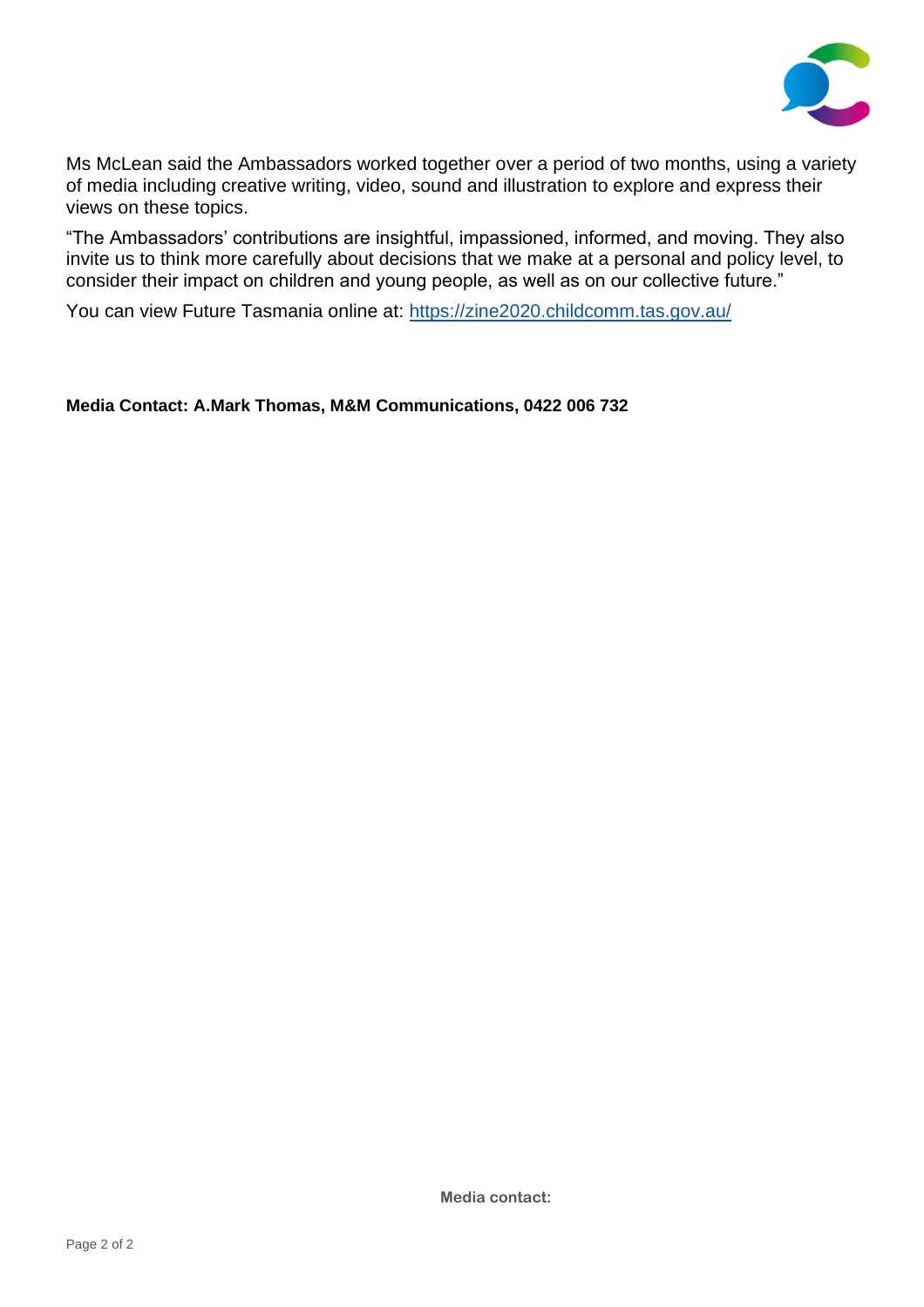Ms McLean said the Ambassadors worked together over a period of two months, using a variety of media including creative writing, video, sound and illustration to explore and express their views on these topics.

"The Ambassadors' contributions are insightful, impassioned, informed, and moving. They also invite us to think more carefully about decisions that we make at a personal and policy level, to consider their impact on children and young people, as well as on our collective future."

You can view Future Tasmania online at: https://zine2020.childcomm.tas.gov.au/

**Media Contact: A.Mark Thomas, M&M Communications, 0422 006 732**

**Media contact:**